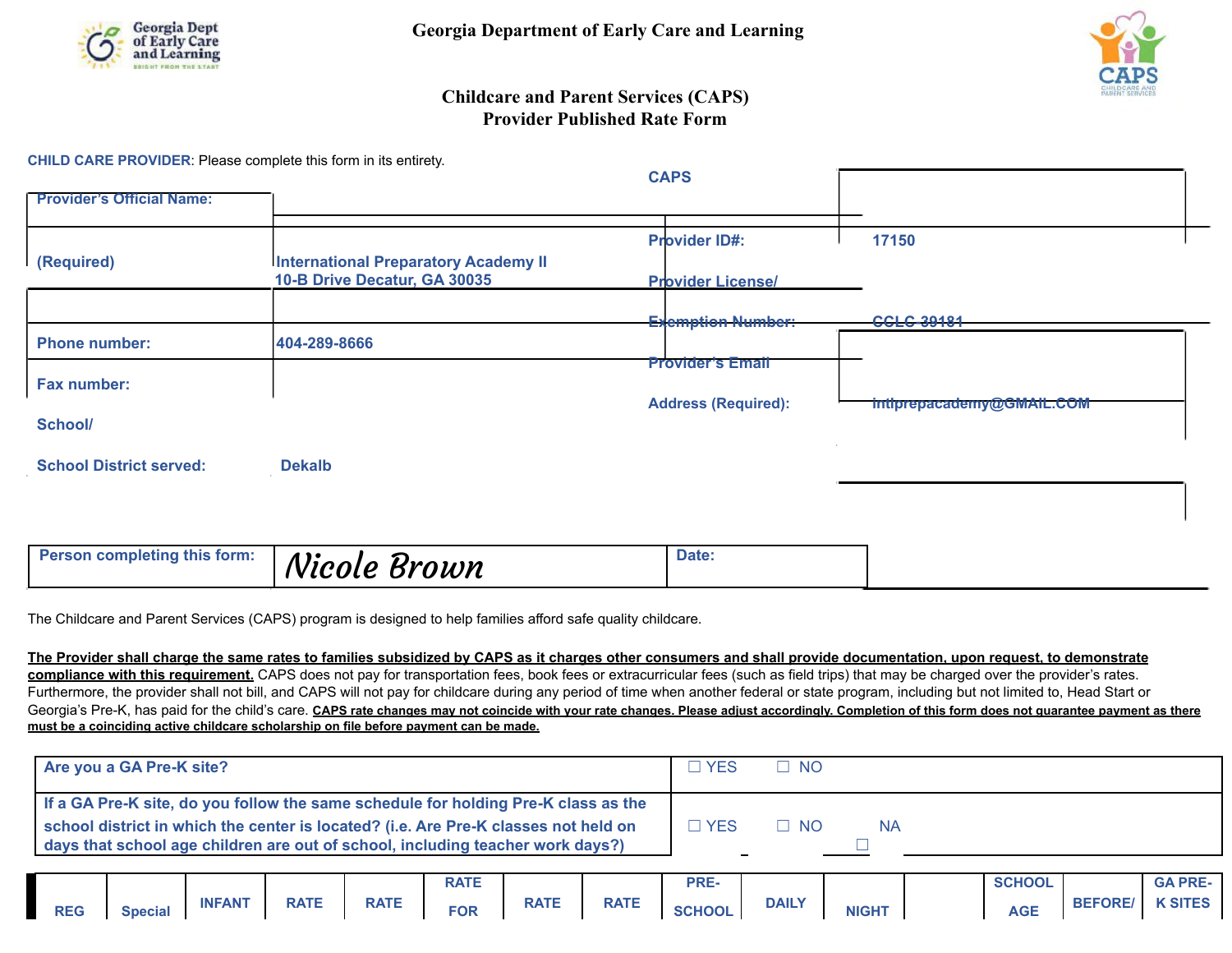# Georgia Department of Early Care and Learning

## Childcare and Parent Services (CAPS)
## Provider Published Rate Form

**CHILD CARE PROVIDER**: Please complete this form in its entirety.

| | | | |
|---|---|---|---|
| **Provider's Official Name: (Required)** | International Preparatory Academy II 10-B Drive Decatur, GA 30035 | **CAPS Provider ID#:** | 17150 |
| **Phone number:** | 404-289-8666 | **Provider License/ Exemption Number:** | CCLC-39181 |
| **Fax number:** | | **Provider's Email Address (Required):** | intlprepacademy@GMAIL.COM |
| **School/ School District served:** | Dekalb | | |

| | | | |
|---|---|---|---|
| **Person completing this form:** | *Nicole Brown* | **Date:** | |

The Childcare and Parent Services (CAPS) program is designed to help families afford safe quality childcare.

**The Provider shall charge the same rates to families subsidized by CAPS as it charges other consumers and shall provide documentation, upon request, to demonstrate compliance with this requirement.** CAPS does not pay for transportation fees, book fees or extracurricular fees (such as field trips) that may be charged over the provider's rates. Furthermore, the provider shall not bill, and CAPS will not pay for childcare during any period of time when another federal or state program, including but not limited to, Head Start or Georgia's Pre-K, has paid for the child's care. **CAPS rate changes may not coincide with your rate changes. Please adjust accordingly. Completion of this form does not guarantee payment as there must be a coinciding active childcare scholarship on file before payment can be made.**

| | |
|---|---|
| **Are you a GA Pre-K site?** | ☐ YES ☐ NO |
| **If a GA Pre-K site, do you follow the same schedule for holding Pre-K class as the school district in which the center is located? (i.e. Are Pre-K classes not held on days that school age children are out of school, including teacher work days?)** | ☐ YES ☐ NO NA ☐ |

| REG | Special | INFANT | RATE | RATE | RATE FOR | RATE | RATE | PRE-SCHOOL | DAILY | NIGHT | | SCHOOL AGE | BEFORE/ | GA PRE-K SITES |
|---|---|---|---|---|---|---|---|---|---|---|---|---|---|---|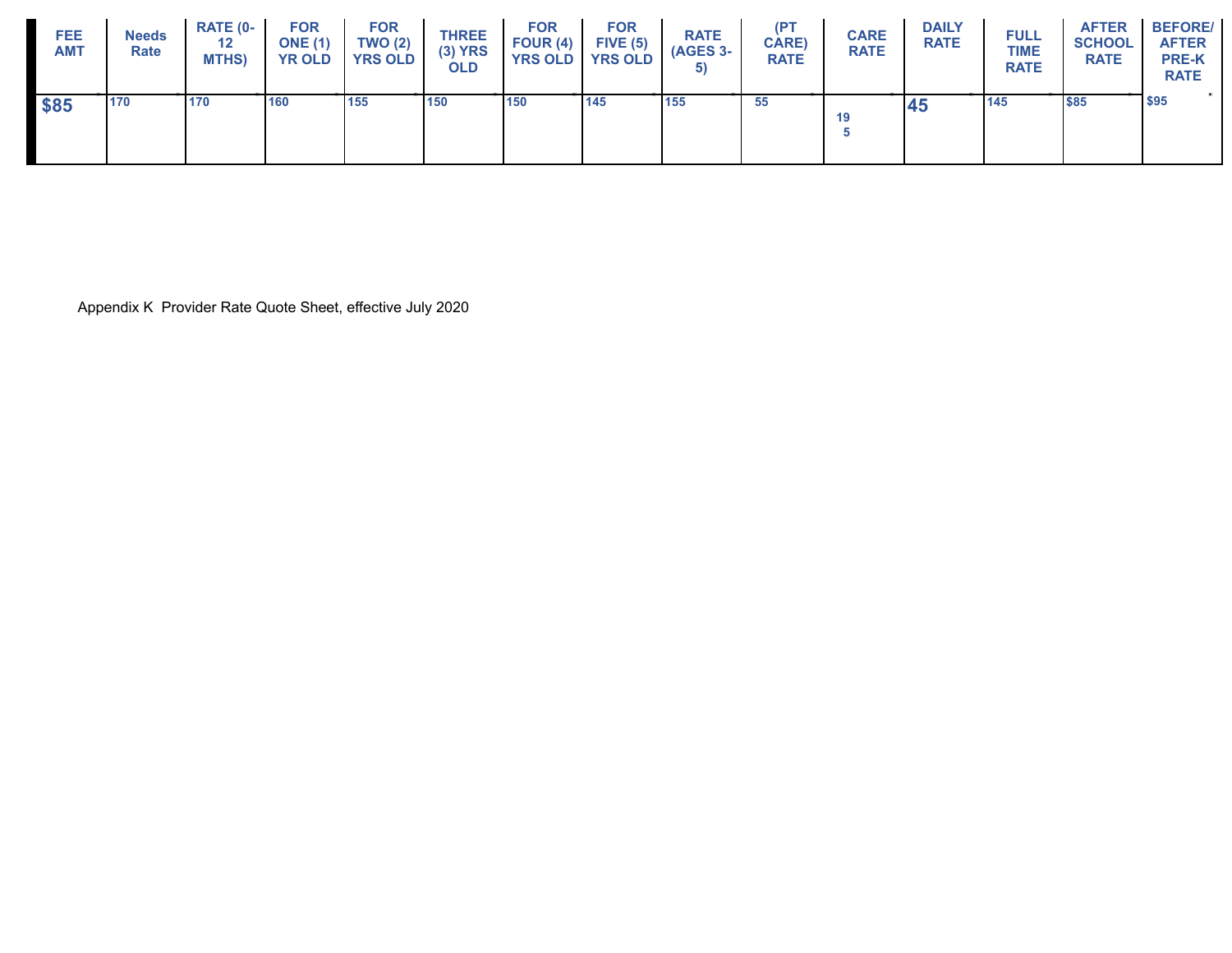| FEE AMT | Needs Rate | RATE (0-12 MTHS) | FOR ONE (1) YR OLD | FOR TWO (2) YRS OLD | THREE (3) YRS OLD | FOR FOUR (4) YRS OLD | FOR FIVE (5) YRS OLD | RATE (AGES 3-5) | (PT CARE) RATE | CARE RATE | DAILY RATE | FULL TIME RATE | AFTER SCHOOL RATE | BEFORE/ AFTER PRE-K RATE |
|---|---|---|---|---|---|---|---|---|---|---|---|---|---|---|
| $85 | 170 | 170 | 160 | 155 | 150 | 150 | 145 | 155 | 55 | 19 5 | 45 | 145 | $85 | $95 |

Appendix K Provider Rate Quote Sheet, effective July 2020